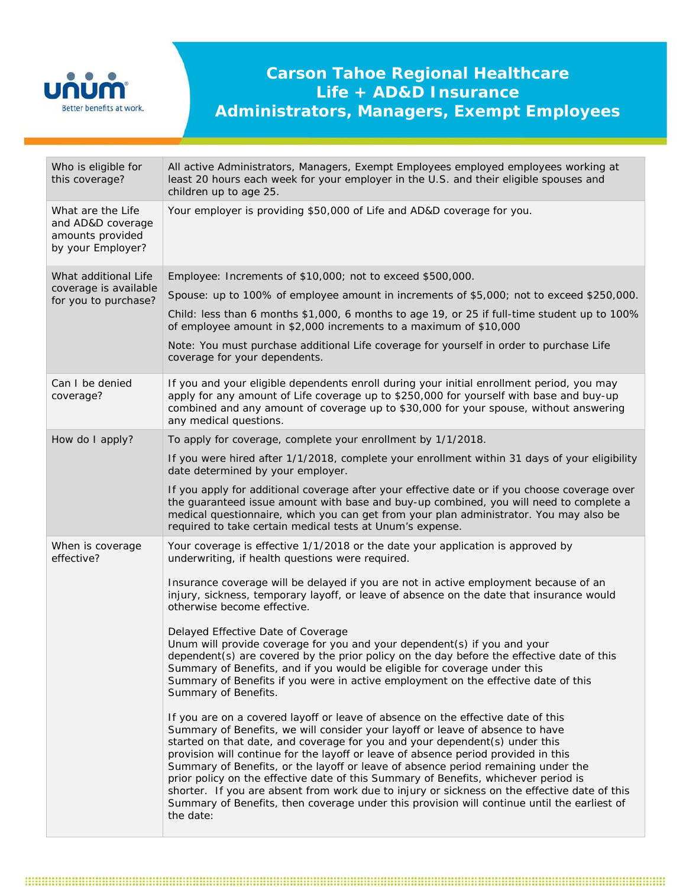# Carson Tahoe Regional Healthcare
# Life + AD&D Insurance
# Administrators, Managers, Exempt Employees

| | |
|---|---|
| Who is eligible for this coverage? | All active Administrators, Managers, Exempt Employees employed employees working at least 20 hours each week for your employer in the U.S. and their eligible spouses and children up to age 25. |
| What are the Life and AD&D coverage amounts provided by your Employer? | Your employer is providing $50,000 of Life and AD&D coverage for you. |
| What additional Life coverage is available for you to purchase? | Employee: Increments of $10,000; not to exceed $500,000.<br><br>Spouse: up to 100% of employee amount in increments of $5,000; not to exceed $250,000.<br><br>Child: less than 6 months $1,000, 6 months to age 19, or 25 if full-time student up to 100% of employee amount in $2,000 increments to a maximum of $10,000<br><br>Note: You must purchase additional Life coverage for yourself in order to purchase Life coverage for your dependents. |
| Can I be denied coverage? | If you and your eligible dependents enroll during your initial enrollment period, you may apply for any amount of Life coverage up to $250,000 for yourself with base and buy-up combined and any amount of coverage up to $30,000 for your spouse, without answering any medical questions. |
| How do I apply? | To apply for coverage, complete your enrollment by 1/1/2018.<br><br>If you were hired after 1/1/2018, complete your enrollment within 31 days of your eligibility date determined by your employer.<br><br>If you apply for additional coverage after your effective date or if you choose coverage over the guaranteed issue amount with base and buy-up combined, you will need to complete a medical questionnaire, which you can get from your plan administrator. You may also be required to take certain medical tests at Unum's expense. |
| When is coverage effective? | Your coverage is effective 1/1/2018 or the date your application is approved by underwriting, if health questions were required.<br><br>Insurance coverage will be delayed if you are not in active employment because of an injury, sickness, temporary layoff, or leave of absence on the date that insurance would otherwise become effective.<br><br>Delayed Effective Date of Coverage<br>Unum will provide coverage for you and your dependent(s) if you and your dependent(s) are covered by the prior policy on the day before the effective date of this Summary of Benefits, and if you would be eligible for coverage under this Summary of Benefits if you were in active employment on the effective date of this Summary of Benefits.<br><br>If you are on a covered layoff or leave of absence on the effective date of this Summary of Benefits, we will consider your layoff or leave of absence to have started on that date, and coverage for you and your dependent(s) under this provision will continue for the layoff or leave of absence period provided in this Summary of Benefits, or the layoff or leave of absence period remaining under the prior policy on the effective date of this Summary of Benefits, whichever period is shorter. If you are absent from work due to injury or sickness on the effective date of this Summary of Benefits, then coverage under this provision will continue until the earliest of the date: |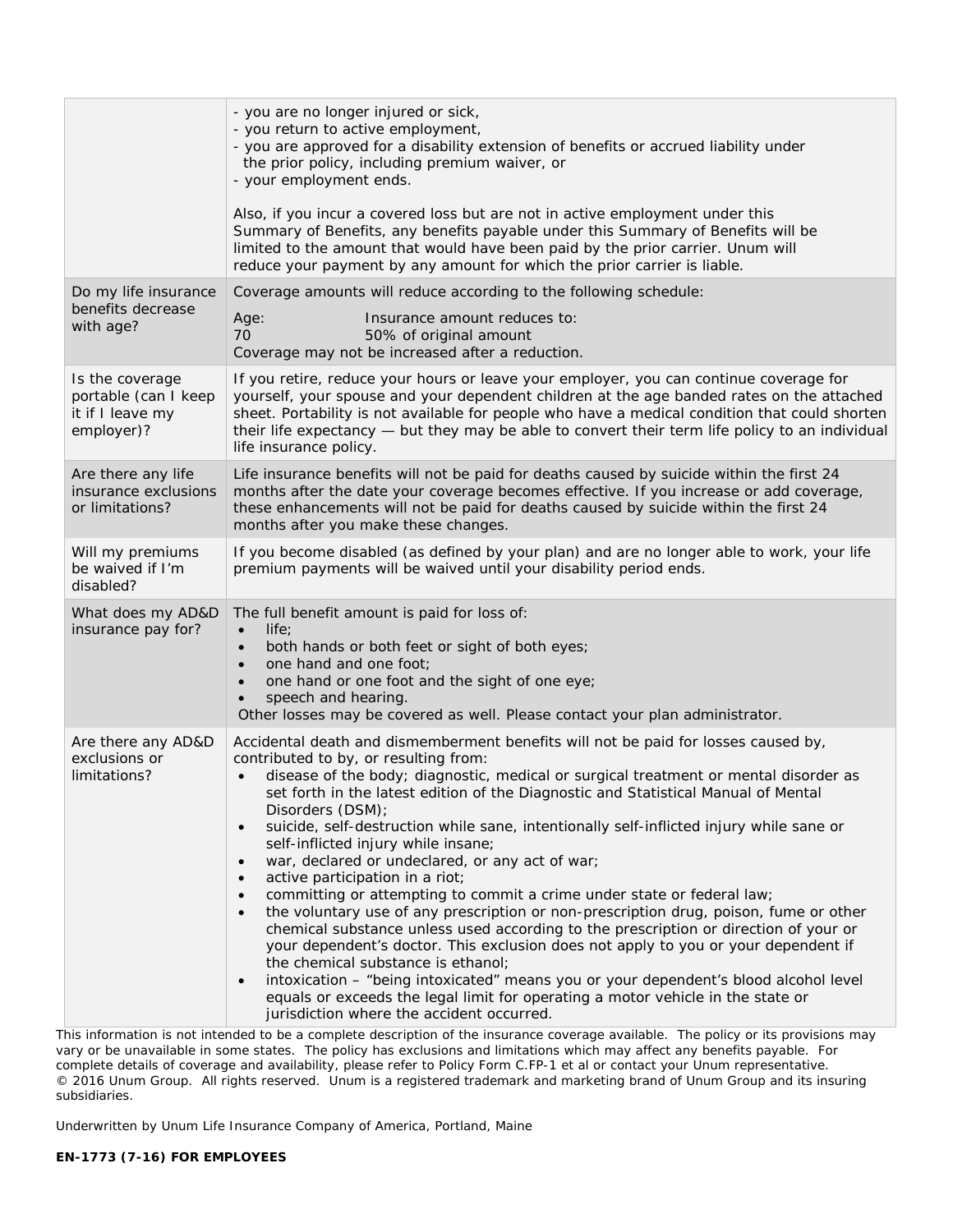| | |
|---|---|
| | - you are no longer injured or sick,<br>- you return to active employment,<br>- you are approved for a disability extension of benefits or accrued liability under the prior policy, including premium waiver, or<br>- your employment ends.<br><br>Also, if you incur a covered loss but are not in active employment under this Summary of Benefits, any benefits payable under this Summary of Benefits will be limited to the amount that would have been paid by the prior carrier. Unum will reduce your payment by any amount for which the prior carrier is liable. |
| Do my life insurance benefits decrease with age? | Coverage amounts will reduce according to the following schedule:<br><br>Age: Insurance amount reduces to:<br>70 50% of original amount<br>Coverage may not be increased after a reduction. |
| Is the coverage portable (can I keep it if I leave my employer)? | If you retire, reduce your hours or leave your employer, you can continue coverage for yourself, your spouse and your dependent children at the age banded rates on the attached sheet. Portability is not available for people who have a medical condition that could shorten their life expectancy — but they may be able to convert their term life policy to an individual life insurance policy. |
| Are there any life insurance exclusions or limitations? | Life insurance benefits will not be paid for deaths caused by suicide within the first 24 months after the date your coverage becomes effective. If you increase or add coverage, these enhancements will not be paid for deaths caused by suicide within the first 24 months after you make these changes. |
| Will my premiums be waived if I'm disabled? | If you become disabled (as defined by your plan) and are no longer able to work, your life premium payments will be waived until your disability period ends. |
| What does my AD&D insurance pay for? | The full benefit amount is paid for loss of:<br>• life;<br>• both hands or both feet or sight of both eyes;<br>• one hand and one foot;<br>• one hand or one foot and the sight of one eye;<br>• speech and hearing.<br>Other losses may be covered as well. Please contact your plan administrator. |
| Are there any AD&D exclusions or limitations? | Accidental death and dismemberment benefits will not be paid for losses caused by, contributed to by, or resulting from:<br>• disease of the body; diagnostic, medical or surgical treatment or mental disorder as set forth in the latest edition of the Diagnostic and Statistical Manual of Mental Disorders (DSM);<br>• suicide, self-destruction while sane, intentionally self-inflicted injury while sane or self-inflicted injury while insane;<br>• war, declared or undeclared, or any act of war;<br>• active participation in a riot;<br>• committing or attempting to commit a crime under state or federal law;<br>• the voluntary use of any prescription or non-prescription drug, poison, fume or other chemical substance unless used according to the prescription or direction of your or your dependent's doctor. This exclusion does not apply to you or your dependent if the chemical substance is ethanol;<br>• intoxication – "being intoxicated" means you or your dependent's blood alcohol level equals or exceeds the legal limit for operating a motor vehicle in the state or jurisdiction where the accident occurred. |

This information is not intended to be a complete description of the insurance coverage available. The policy or its provisions may vary or be unavailable in some states. The policy has exclusions and limitations which may affect any benefits payable. For complete details of coverage and availability, please refer to Policy Form C.FP-1 et al or contact your Unum representative.
© 2016 Unum Group. All rights reserved. Unum is a registered trademark and marketing brand of Unum Group and its insuring subsidiaries.

Underwritten by Unum Life Insurance Company of America, Portland, Maine

**EN-1773 (7-16) FOR EMPLOYEES**